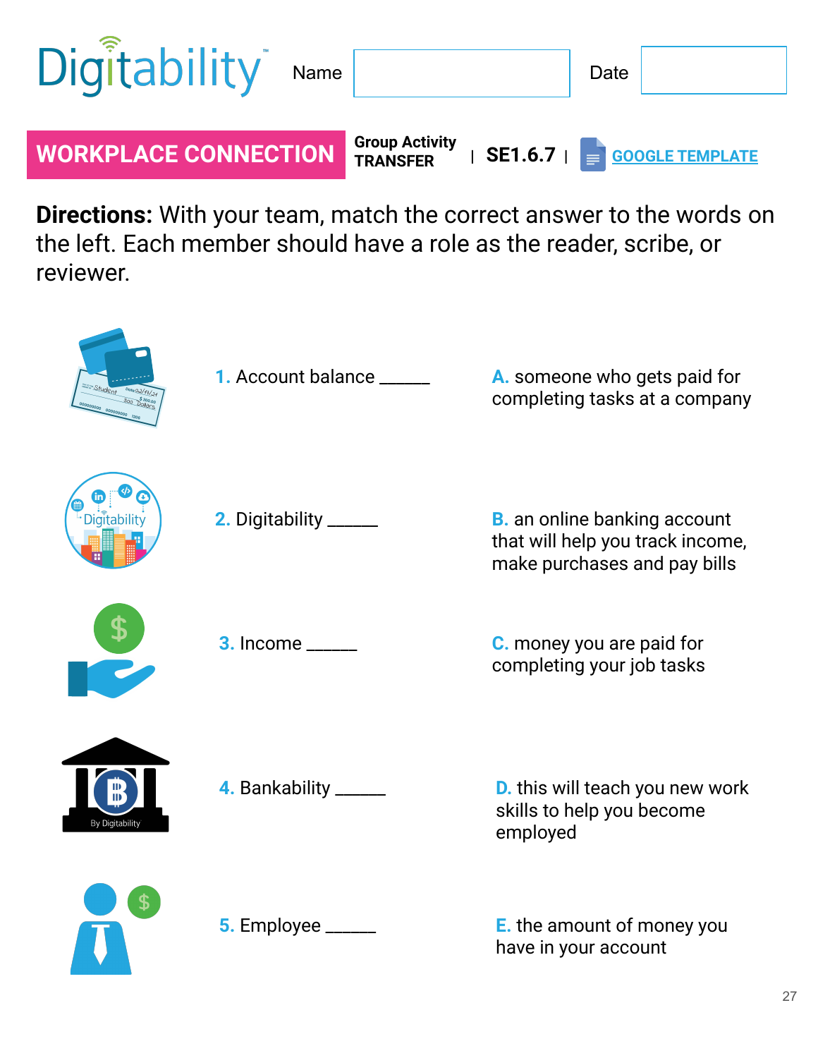Digitability

Name ____________ Date ____________

## WORKPLACE CONNECTION

**Group Activity TRANSFER** | **SE1.6.7** | GOOGLE TEMPLATE

**Directions:** With your team, match the correct answer to the words on the left. Each member should have a role as the reader, scribe, or reviewer.

1. Account balance ______
2. Digitability ______
3. Income ______
4. Bankability ______
5. Employee ______

A. someone who gets paid for completing tasks at a company

B. an online banking account that will help you track income, make purchases and pay bills

C. money you are paid for completing your job tasks

D. this will teach you new work skills to help you become employed

E. the amount of money you have in your account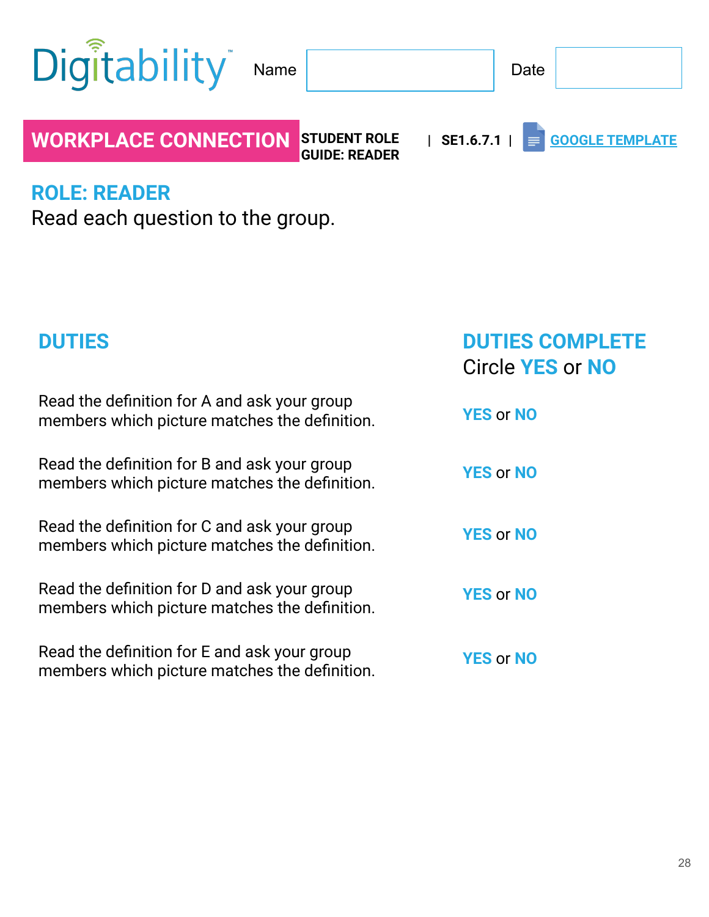Digitability

Name | | Date | |

**WORKPLACE CONNECTION** **STUDENT ROLE GUIDE: READER** | **SE1.6.7.1** | [GOOGLE TEMPLATE]

## ROLE: READER

Read each question to the group.

| DUTIES | DUTIES COMPLETE<br>Circle YES or NO |
|---|---|
| Read the definition for A and ask your group members which picture matches the definition. | YES or NO |
| Read the definition for B and ask your group members which picture matches the definition. | YES or NO |
| Read the definition for C and ask your group members which picture matches the definition. | YES or NO |
| Read the definition for D and ask your group members which picture matches the definition. | YES or NO |
| Read the definition for E and ask your group members which picture matches the definition. | YES or NO |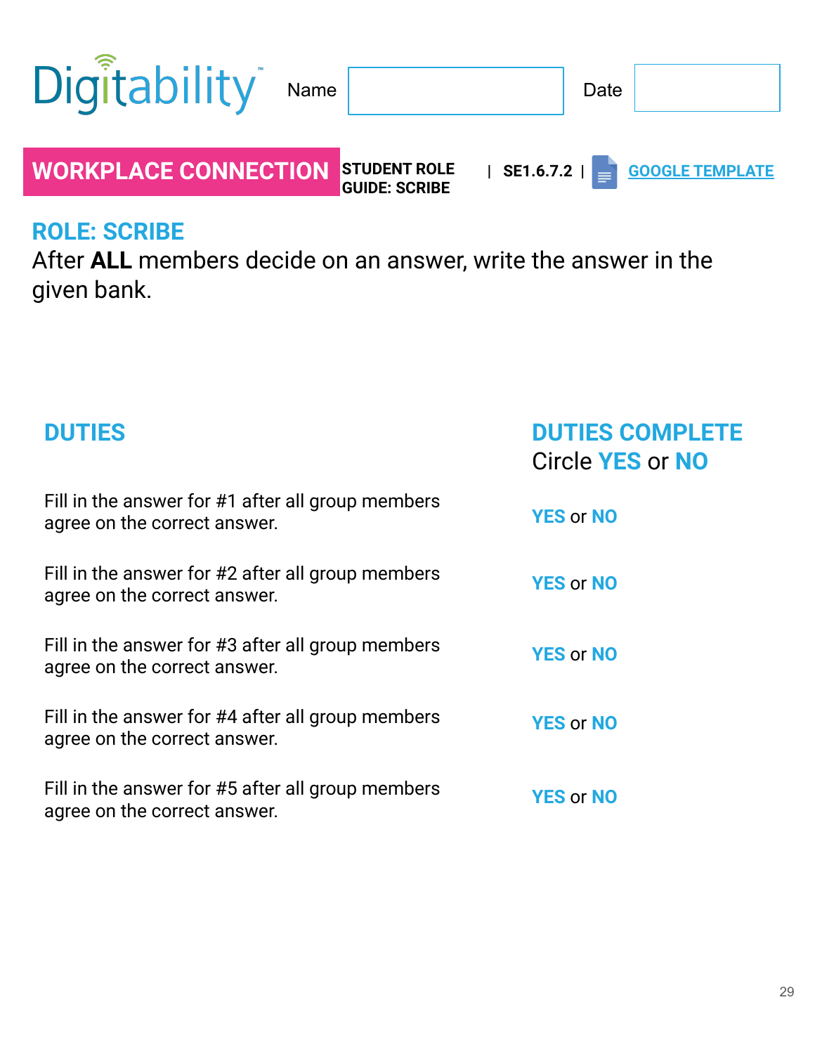Digitability

Name | Date

**WORKPLACE CONNECTION** **STUDENT ROLE GUIDE: SCRIBE** | **SE1.6.7.2** | GOOGLE TEMPLATE

## ROLE: SCRIBE

After **ALL** members decide on an answer, write the answer in the given bank.

| DUTIES | DUTIES COMPLETE<br>Circle YES or NO |
|---|---|
| Fill in the answer for #1 after all group members agree on the correct answer. | YES or NO |
| Fill in the answer for #2 after all group members agree on the correct answer. | YES or NO |
| Fill in the answer for #3 after all group members agree on the correct answer. | YES or NO |
| Fill in the answer for #4 after all group members agree on the correct answer. | YES or NO |
| Fill in the answer for #5 after all group members agree on the correct answer. | YES or NO |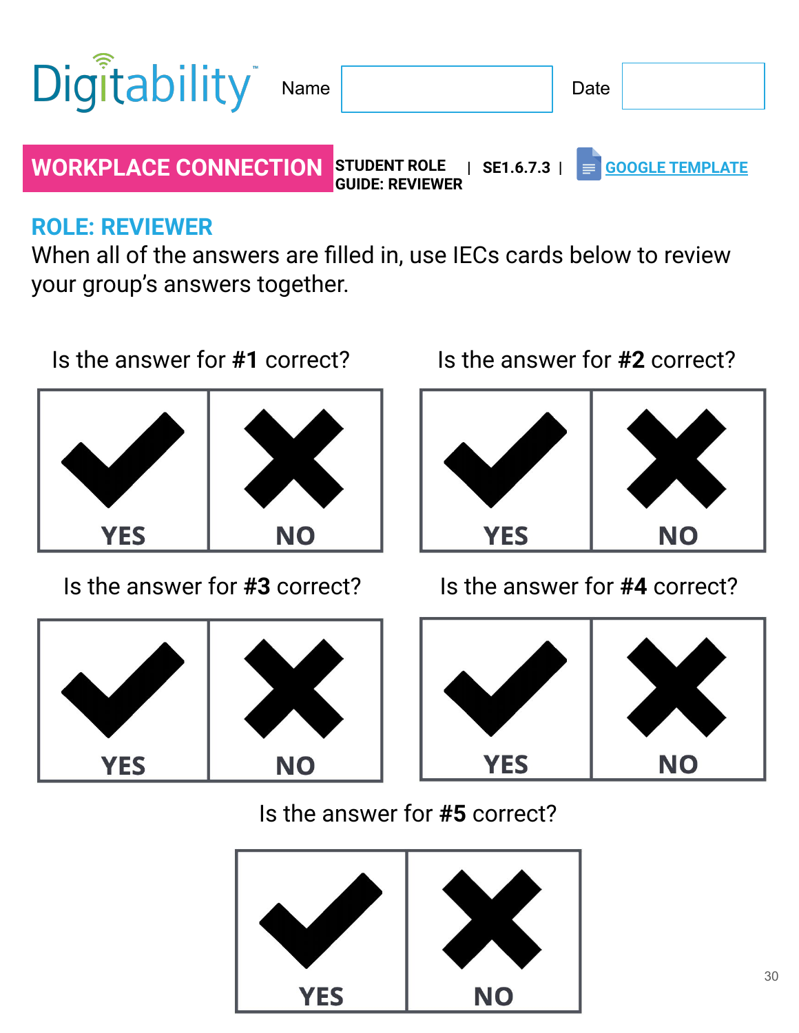Digitability

Name ____________ Date ____________

**WORKPLACE CONNECTION** STUDENT ROLE GUIDE: REVIEWER | SE1.6.7.3 | GOOGLE TEMPLATE

## ROLE: REVIEWER

When all of the answers are filled in, use IECs cards below to review your group's answers together.

Is the answer for **#1** correct?

| | |
|---|---|
| YES | NO |

Is the answer for **#2** correct?

| | |
|---|---|
| YES | NO |

Is the answer for **#3** correct?

| | |
|---|---|
| YES | NO |

Is the answer for **#4** correct?

| | |
|---|---|
| YES | NO |

Is the answer for **#5** correct?

| | |
|---|---|
| YES | NO |